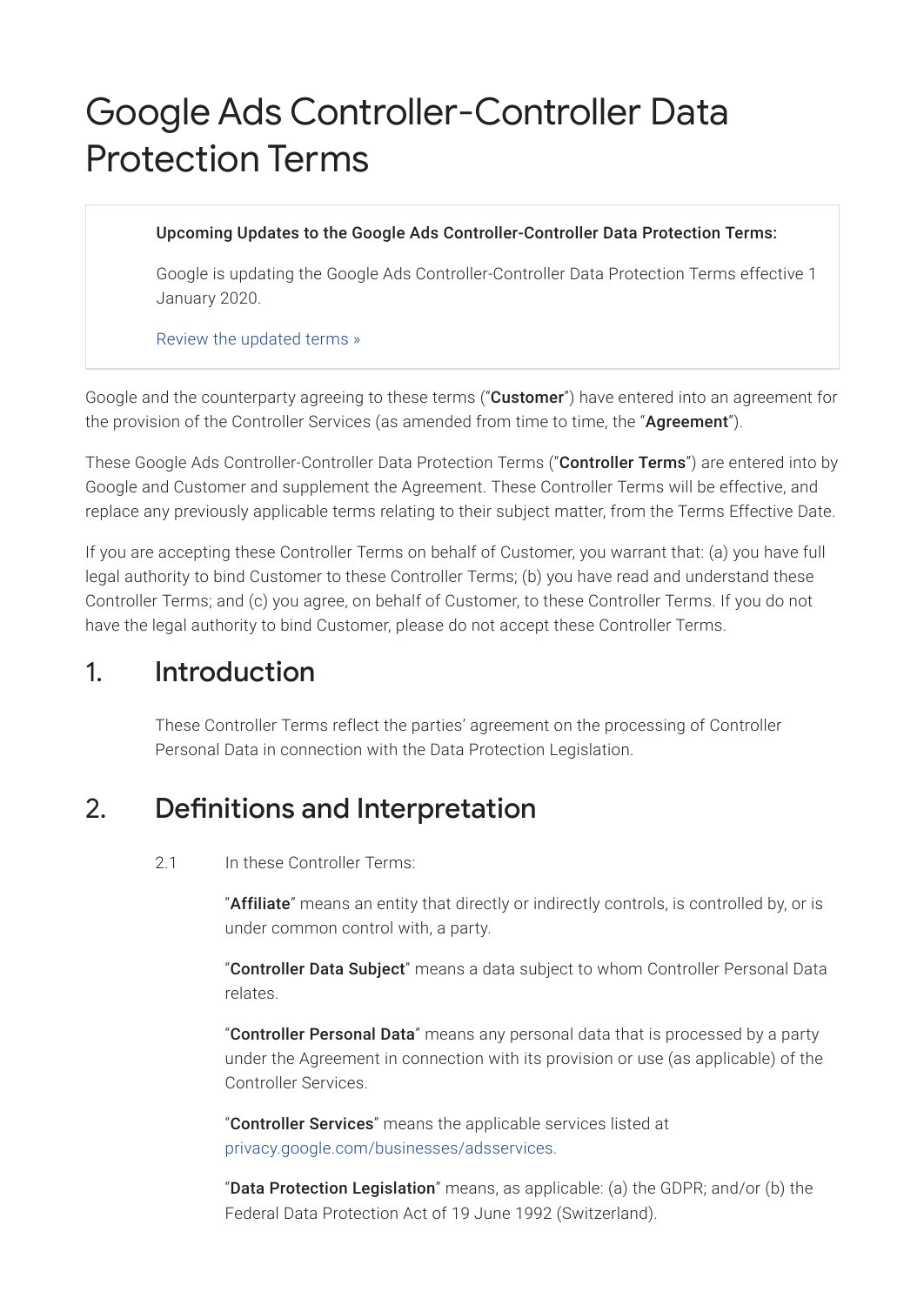# Google Ads Controller-Controller Data Protection Terms

> **Upcoming Updates to the Google Ads Controller-Controller Data Protection Terms:**
>
> Google is updating the Google Ads Controller-Controller Data Protection Terms effective 1 January 2020.
>
> Review the updated terms »

Google and the counterparty agreeing to these terms ("**Customer**") have entered into an agreement for the provision of the Controller Services (as amended from time to time, the "**Agreement**").

These Google Ads Controller-Controller Data Protection Terms ("**Controller Terms**") are entered into by Google and Customer and supplement the Agreement. These Controller Terms will be effective, and replace any previously applicable terms relating to their subject matter, from the Terms Effective Date.

If you are accepting these Controller Terms on behalf of Customer, you warrant that: (a) you have full legal authority to bind Customer to these Controller Terms; (b) you have read and understand these Controller Terms; and (c) you agree, on behalf of Customer, to these Controller Terms. If you do not have the legal authority to bind Customer, please do not accept these Controller Terms.

## 1. Introduction

These Controller Terms reflect the parties' agreement on the processing of Controller Personal Data in connection with the Data Protection Legislation.

## 2. Definitions and Interpretation

2.1 In these Controller Terms:

"**Affiliate**" means an entity that directly or indirectly controls, is controlled by, or is under common control with, a party.

"**Controller Data Subject**" means a data subject to whom Controller Personal Data relates.

"**Controller Personal Data**" means any personal data that is processed by a party under the Agreement in connection with its provision or use (as applicable) of the Controller Services.

"**Controller Services**" means the applicable services listed at privacy.google.com/businesses/adsservices.

"**Data Protection Legislation**" means, as applicable: (a) the GDPR; and/or (b) the Federal Data Protection Act of 19 June 1992 (Switzerland).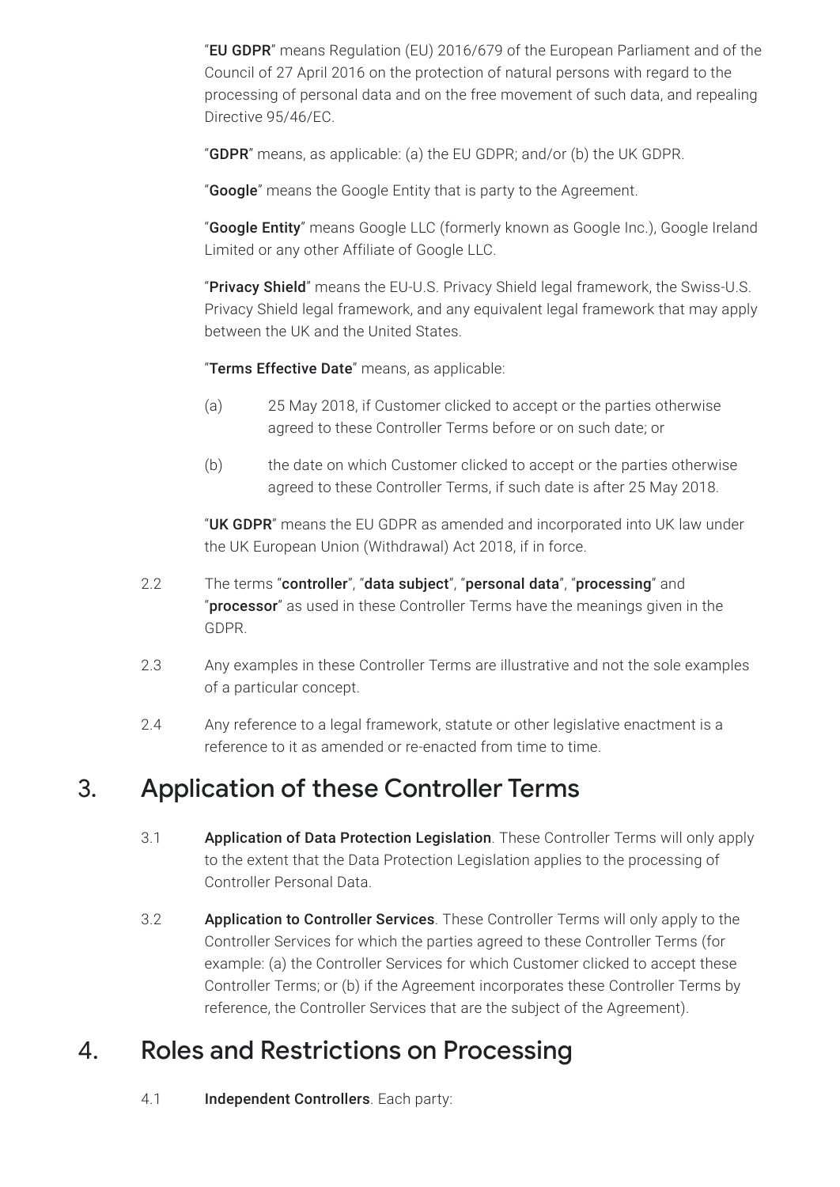"**EU GDPR**" means Regulation (EU) 2016/679 of the European Parliament and of the Council of 27 April 2016 on the protection of natural persons with regard to the processing of personal data and on the free movement of such data, and repealing Directive 95/46/EC.

"**GDPR**" means, as applicable: (a) the EU GDPR; and/or (b) the UK GDPR.

"**Google**" means the Google Entity that is party to the Agreement.

"**Google Entity**" means Google LLC (formerly known as Google Inc.), Google Ireland Limited or any other Affiliate of Google LLC.

"**Privacy Shield**" means the EU-U.S. Privacy Shield legal framework, the Swiss-U.S. Privacy Shield legal framework, and any equivalent legal framework that may apply between the UK and the United States.

"**Terms Effective Date**" means, as applicable:

(a) 25 May 2018, if Customer clicked to accept or the parties otherwise agreed to these Controller Terms before or on such date; or

(b) the date on which Customer clicked to accept or the parties otherwise agreed to these Controller Terms, if such date is after 25 May 2018.

"**UK GDPR**" means the EU GDPR as amended and incorporated into UK law under the UK European Union (Withdrawal) Act 2018, if in force.

2.2 The terms "**controller**", "**data subject**", "**personal data**", "**processing**" and "**processor**" as used in these Controller Terms have the meanings given in the GDPR.

2.3 Any examples in these Controller Terms are illustrative and not the sole examples of a particular concept.

2.4 Any reference to a legal framework, statute or other legislative enactment is a reference to it as amended or re-enacted from time to time.

# 3. Application of these Controller Terms

3.1 **Application of Data Protection Legislation**. These Controller Terms will only apply to the extent that the Data Protection Legislation applies to the processing of Controller Personal Data.

3.2 **Application to Controller Services**. These Controller Terms will only apply to the Controller Services for which the parties agreed to these Controller Terms (for example: (a) the Controller Services for which Customer clicked to accept these Controller Terms; or (b) if the Agreement incorporates these Controller Terms by reference, the Controller Services that are the subject of the Agreement).

# 4. Roles and Restrictions on Processing

4.1 **Independent Controllers**. Each party: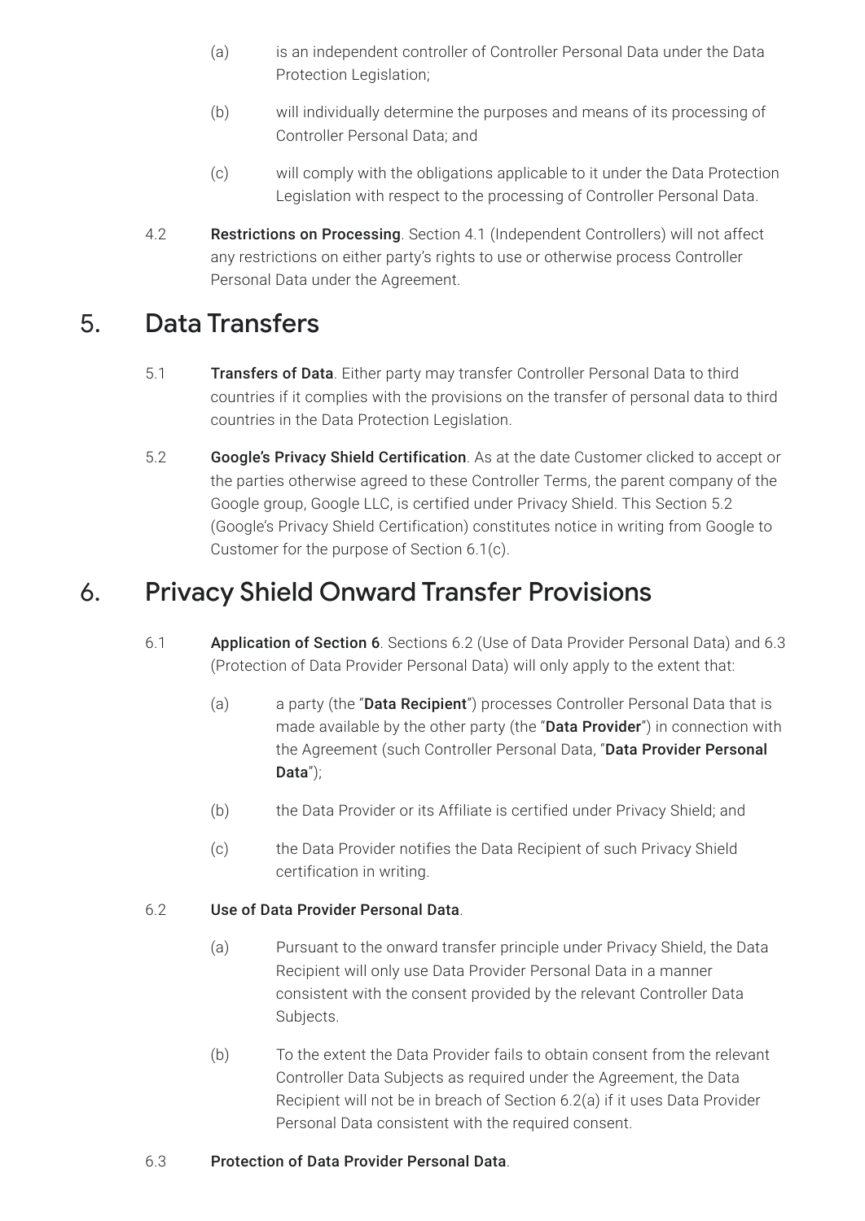(a) is an independent controller of Controller Personal Data under the Data Protection Legislation;

(b) will individually determine the purposes and means of its processing of Controller Personal Data; and

(c) will comply with the obligations applicable to it under the Data Protection Legislation with respect to the processing of Controller Personal Data.

4.2 **Restrictions on Processing**. Section 4.1 (Independent Controllers) will not affect any restrictions on either party's rights to use or otherwise process Controller Personal Data under the Agreement.

## 5. Data Transfers

5.1 **Transfers of Data**. Either party may transfer Controller Personal Data to third countries if it complies with the provisions on the transfer of personal data to third countries in the Data Protection Legislation.

5.2 **Google's Privacy Shield Certification**. As at the date Customer clicked to accept or the parties otherwise agreed to these Controller Terms, the parent company of the Google group, Google LLC, is certified under Privacy Shield. This Section 5.2 (Google's Privacy Shield Certification) constitutes notice in writing from Google to Customer for the purpose of Section 6.1(c).

## 6. Privacy Shield Onward Transfer Provisions

6.1 **Application of Section 6**. Sections 6.2 (Use of Data Provider Personal Data) and 6.3 (Protection of Data Provider Personal Data) will only apply to the extent that:

(a) a party (the "**Data Recipient**") processes Controller Personal Data that is made available by the other party (the "**Data Provider**") in connection with the Agreement (such Controller Personal Data, "**Data Provider Personal Data**");

(b) the Data Provider or its Affiliate is certified under Privacy Shield; and

(c) the Data Provider notifies the Data Recipient of such Privacy Shield certification in writing.

6.2 **Use of Data Provider Personal Data**.

(a) Pursuant to the onward transfer principle under Privacy Shield, the Data Recipient will only use Data Provider Personal Data in a manner consistent with the consent provided by the relevant Controller Data Subjects.

(b) To the extent the Data Provider fails to obtain consent from the relevant Controller Data Subjects as required under the Agreement, the Data Recipient will not be in breach of Section 6.2(a) if it uses Data Provider Personal Data consistent with the required consent.

6.3 **Protection of Data Provider Personal Data**.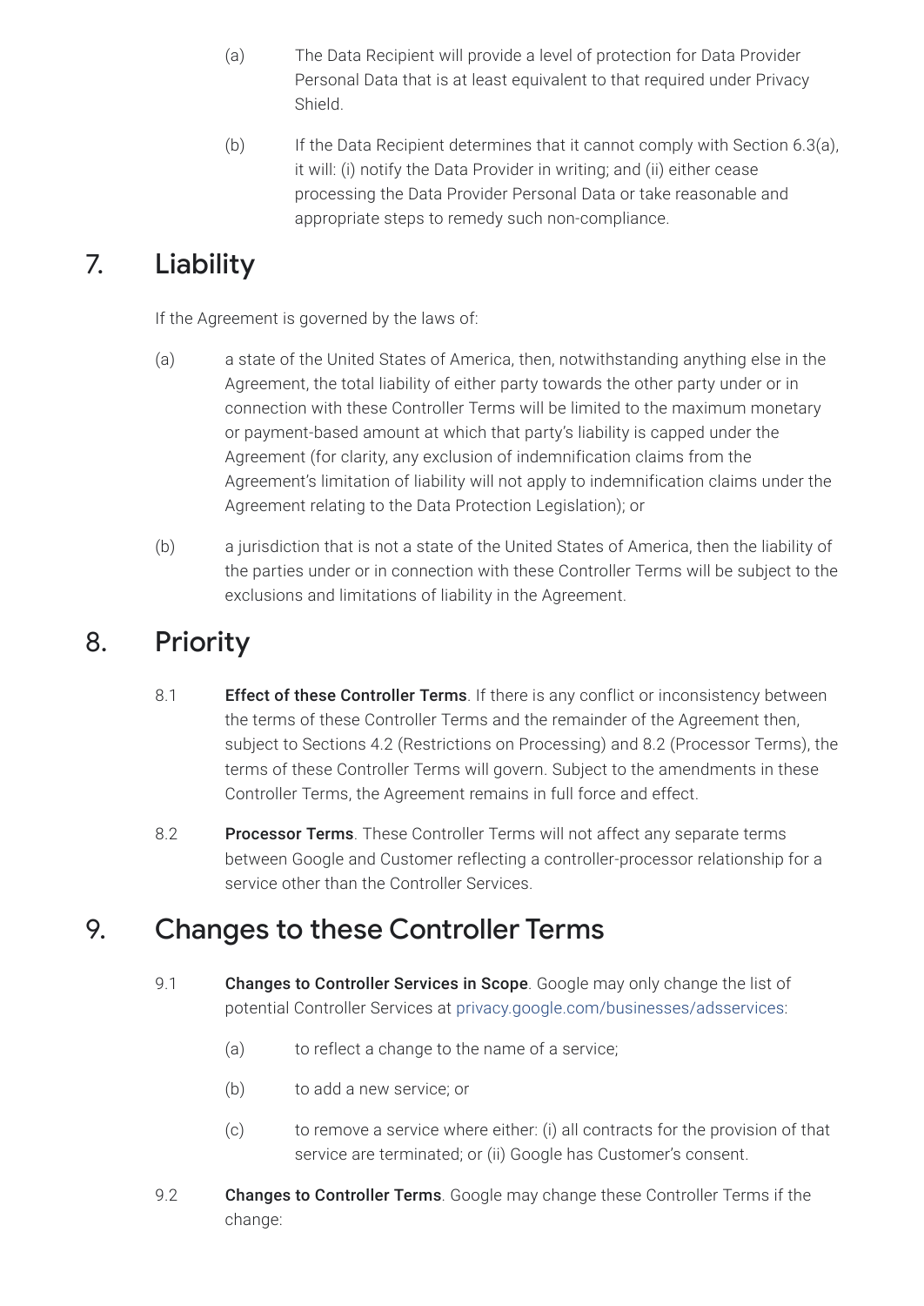(a) The Data Recipient will provide a level of protection for Data Provider Personal Data that is at least equivalent to that required under Privacy Shield.

(b) If the Data Recipient determines that it cannot comply with Section 6.3(a), it will: (i) notify the Data Provider in writing; and (ii) either cease processing the Data Provider Personal Data or take reasonable and appropriate steps to remedy such non-compliance.

## 7. Liability

If the Agreement is governed by the laws of:

(a) a state of the United States of America, then, notwithstanding anything else in the Agreement, the total liability of either party towards the other party under or in connection with these Controller Terms will be limited to the maximum monetary or payment-based amount at which that party's liability is capped under the Agreement (for clarity, any exclusion of indemnification claims from the Agreement's limitation of liability will not apply to indemnification claims under the Agreement relating to the Data Protection Legislation); or

(b) a jurisdiction that is not a state of the United States of America, then the liability of the parties under or in connection with these Controller Terms will be subject to the exclusions and limitations of liability in the Agreement.

## 8. Priority

8.1 **Effect of these Controller Terms**. If there is any conflict or inconsistency between the terms of these Controller Terms and the remainder of the Agreement then, subject to Sections 4.2 (Restrictions on Processing) and 8.2 (Processor Terms), the terms of these Controller Terms will govern. Subject to the amendments in these Controller Terms, the Agreement remains in full force and effect.

8.2 **Processor Terms**. These Controller Terms will not affect any separate terms between Google and Customer reflecting a controller-processor relationship for a service other than the Controller Services.

## 9. Changes to these Controller Terms

9.1 **Changes to Controller Services in Scope**. Google may only change the list of potential Controller Services at privacy.google.com/businesses/adsservices:

(a) to reflect a change to the name of a service;

(b) to add a new service; or

(c) to remove a service where either: (i) all contracts for the provision of that service are terminated; or (ii) Google has Customer's consent.

9.2 **Changes to Controller Terms**. Google may change these Controller Terms if the change: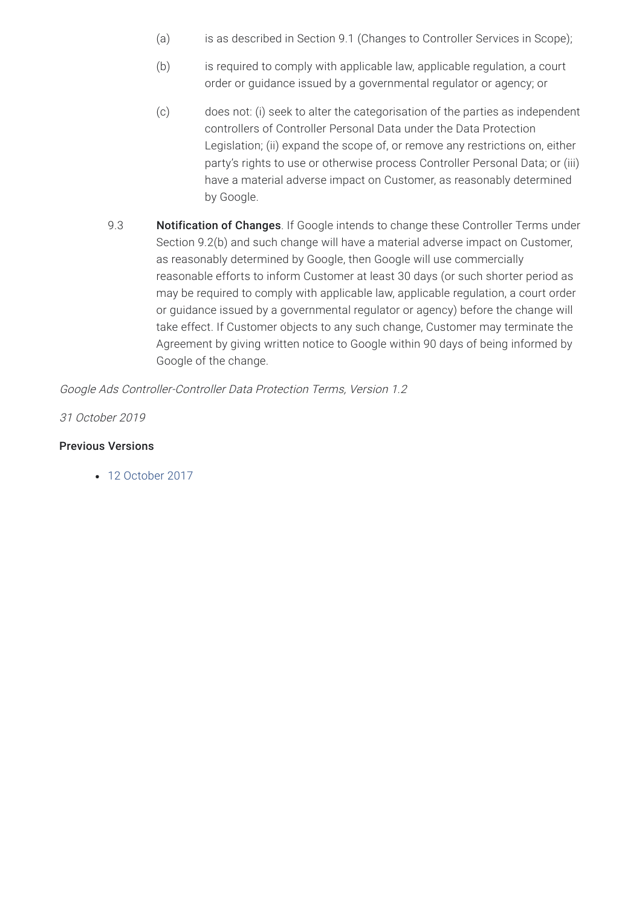(a) is as described in Section 9.1 (Changes to Controller Services in Scope);

(b) is required to comply with applicable law, applicable regulation, a court order or guidance issued by a governmental regulator or agency; or

(c) does not: (i) seek to alter the categorisation of the parties as independent controllers of Controller Personal Data under the Data Protection Legislation; (ii) expand the scope of, or remove any restrictions on, either party's rights to use or otherwise process Controller Personal Data; or (iii) have a material adverse impact on Customer, as reasonably determined by Google.

9.3 **Notification of Changes**. If Google intends to change these Controller Terms under Section 9.2(b) and such change will have a material adverse impact on Customer, as reasonably determined by Google, then Google will use commercially reasonable efforts to inform Customer at least 30 days (or such shorter period as may be required to comply with applicable law, applicable regulation, a court order or guidance issued by a governmental regulator or agency) before the change will take effect. If Customer objects to any such change, Customer may terminate the Agreement by giving written notice to Google within 90 days of being informed by Google of the change.

*Google Ads Controller-Controller Data Protection Terms, Version 1.2*

*31 October 2019*

**Previous Versions**

- 12 October 2017